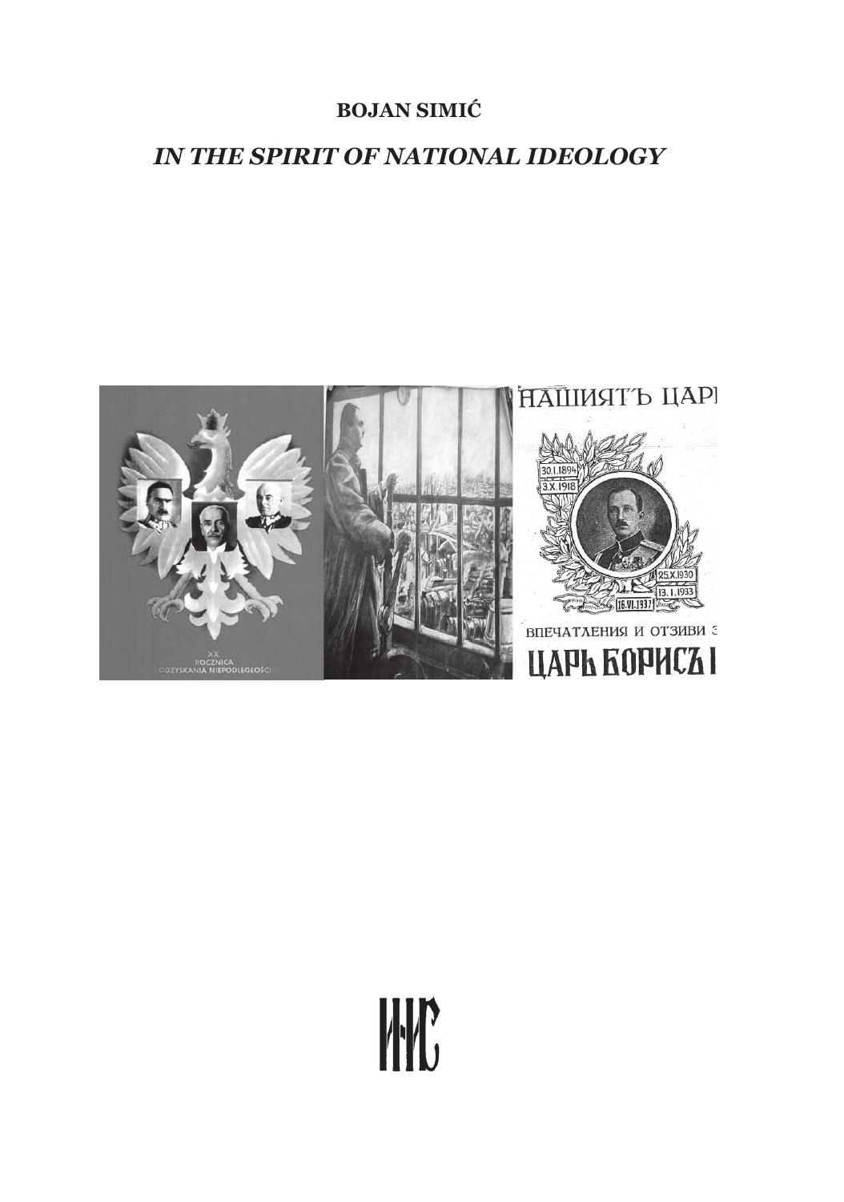**BOJAN SIMIĆ**

# *IN THE SPIRIT OF NATIONAL IDEOLOGY*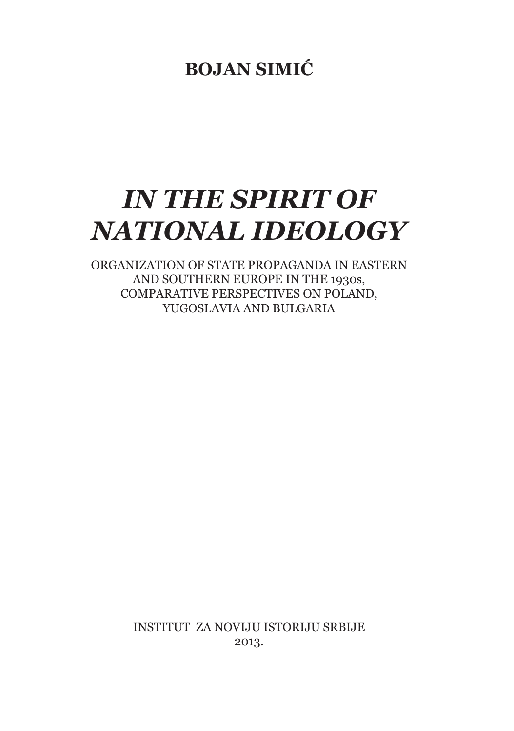**BOJAN SIMIĆ**

# *IN THE SPIRIT OF NATIONAL IDEOLOGY*

ORGANIZATION OF STATE PROPAGANDA IN EASTERN AND SOUTHERN EUROPE IN THE 1930s, COMPARATIVE PERSPECTIVES ON POLAND, YUGOSLAVIA AND BULGARIA

INSTITUT ZA NOVIJU ISTORIJU SRBIJE
2013.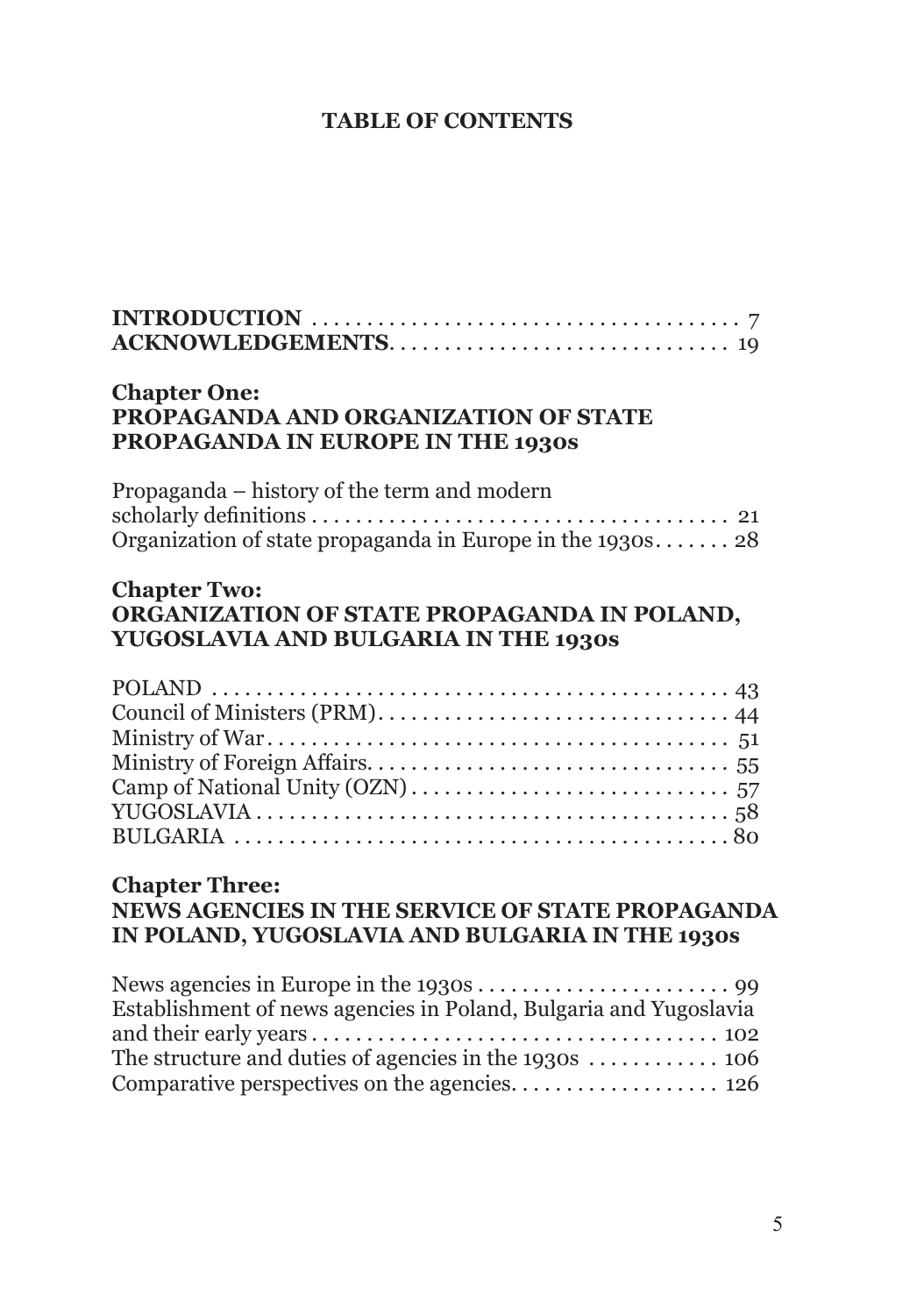# TABLE OF CONTENTS

**INTRODUCTION** . . . . . . . . . . . . . . . . . . . . . . . . . . . . . . . . . . . . . . 7
**ACKNOWLEDGEMENTS**. . . . . . . . . . . . . . . . . . . . . . . . . . . . . . 19

## Chapter One: PROPAGANDA AND ORGANIZATION OF STATE PROPAGANDA IN EUROPE IN THE 1930s

Propaganda – history of the term and modern scholarly definitions . . . . . . . . . . . . . . . . . . . . . . . . . . . . . . . . . . . . . . 21
Organization of state propaganda in Europe in the 1930s. . . . . . . 28

## Chapter Two: ORGANIZATION OF STATE PROPAGANDA IN POLAND, YUGOSLAVIA AND BULGARIA IN THE 1930s

POLAND . . . . . . . . . . . . . . . . . . . . . . . . . . . . . . . . . . . . . . . . . . . . . . 43
Council of Ministers (PRM). . . . . . . . . . . . . . . . . . . . . . . . . . . . . . . 44
Ministry of War . . . . . . . . . . . . . . . . . . . . . . . . . . . . . . . . . . . . . . . . . 51
Ministry of Foreign Affairs. . . . . . . . . . . . . . . . . . . . . . . . . . . . . . . . 55
Camp of National Unity (OZN) . . . . . . . . . . . . . . . . . . . . . . . . . . . . 57
YUGOSLAVIA . . . . . . . . . . . . . . . . . . . . . . . . . . . . . . . . . . . . . . . . . . 58
BULGARIA . . . . . . . . . . . . . . . . . . . . . . . . . . . . . . . . . . . . . . . . . . . . 80

## Chapter Three: NEWS AGENCIES IN THE SERVICE OF STATE PROPAGANDA IN POLAND, YUGOSLAVIA AND BULGARIA IN THE 1930s

News agencies in Europe in the 1930s . . . . . . . . . . . . . . . . . . . . . . . 99
Establishment of news agencies in Poland, Bulgaria and Yugoslavia and their early years . . . . . . . . . . . . . . . . . . . . . . . . . . . . . . . . . . . 102
The structure and duties of agencies in the 1930s . . . . . . . . . . . . 106
Comparative perspectives on the agencies. . . . . . . . . . . . . . . . . . 126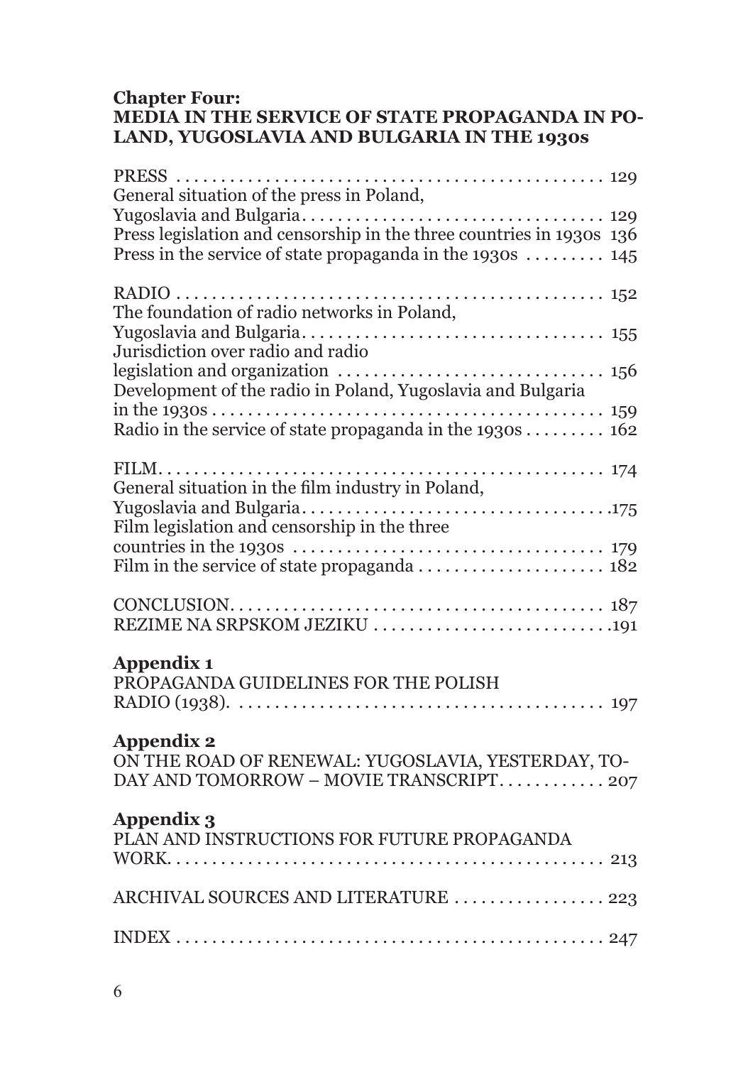**Chapter Four:**
**MEDIA IN THE SERVICE OF STATE PROPAGANDA IN POLAND, YUGOSLAVIA AND BULGARIA IN THE 1930s**

PRESS . . . . . . . . . . . . . . . . . . . . . . . . . . . . . . . . . . . . . . . . . . . . . . . . 129
General situation of the press in Poland, Yugoslavia and Bulgaria . . . . . . . . . . . . . . . . . . . . . . . . . . . . . . . . . . 129
Press legislation and censorship in the three countries in 1930s 136
Press in the service of state propaganda in the 1930s . . . . . . . . . 145

RADIO . . . . . . . . . . . . . . . . . . . . . . . . . . . . . . . . . . . . . . . . . . . . . . . . 152
The foundation of radio networks in Poland, Yugoslavia and Bulgaria . . . . . . . . . . . . . . . . . . . . . . . . . . . . . . . . . . 155
Jurisdiction over radio and radio legislation and organization . . . . . . . . . . . . . . . . . . . . . . . . . . . . . 156
Development of the radio in Poland, Yugoslavia and Bulgaria in the 1930s . . . . . . . . . . . . . . . . . . . . . . . . . . . . . . . . . . . . . . . . . . . . 159
Radio in the service of state propaganda in the 1930s . . . . . . . . . 162

FILM . . . . . . . . . . . . . . . . . . . . . . . . . . . . . . . . . . . . . . . . . . . . . . . . . 174
General situation in the film industry in Poland, Yugoslavia and Bulgaria . . . . . . . . . . . . . . . . . . . . . . . . . . . . . . . . . . 175
Film legislation and censorship in the three countries in the 1930s . . . . . . . . . . . . . . . . . . . . . . . . . . . . . . . . . . 179
Film in the service of state propaganda . . . . . . . . . . . . . . . . . . . . . 182

CONCLUSION . . . . . . . . . . . . . . . . . . . . . . . . . . . . . . . . . . . . . . . . . . 187
REZIME NA SRPSKOM JEZIKU . . . . . . . . . . . . . . . . . . . . . . . . . . . 191

**Appendix 1**
PROPAGANDA GUIDELINES FOR THE POLISH RADIO (1938). . . . . . . . . . . . . . . . . . . . . . . . . . . . . . . . . . . . . . . . . . 197

**Appendix 2**
ON THE ROAD OF RENEWAL: YUGOSLAVIA, YESTERDAY, TODAY AND TOMORROW – MOVIE TRANSCRIPT . . . . . . . . . . . . 207

**Appendix 3**
PLAN AND INSTRUCTIONS FOR FUTURE PROPAGANDA WORK . . . . . . . . . . . . . . . . . . . . . . . . . . . . . . . . . . . . . . . . . . . . . . . . 213

ARCHIVAL SOURCES AND LITERATURE . . . . . . . . . . . . . . . . . 223

INDEX . . . . . . . . . . . . . . . . . . . . . . . . . . . . . . . . . . . . . . . . . . . . . . . . 247